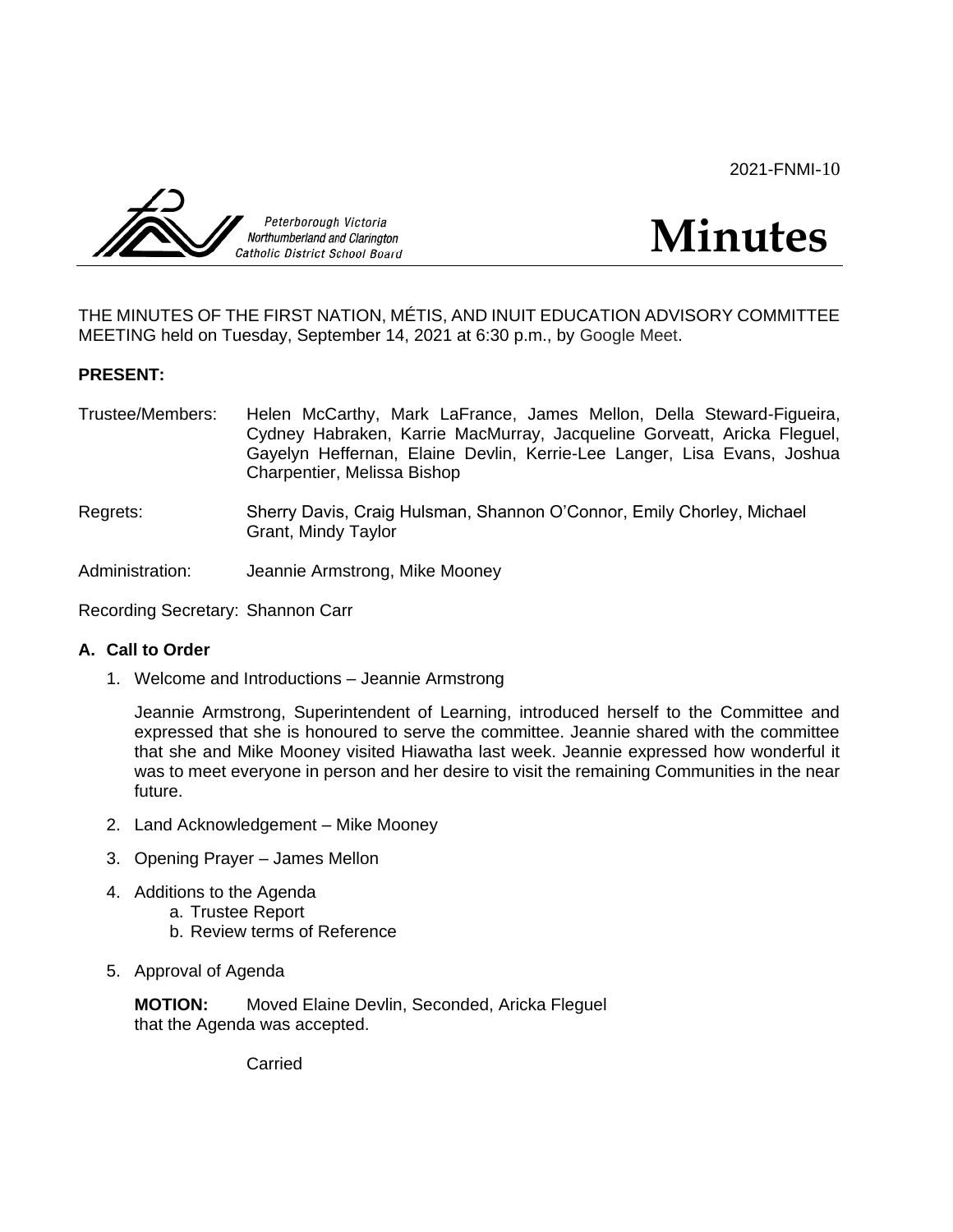2021-FNMI-10

Peterborough Victoria Northumberland and Clarington Catholic District School Board

# Minutes

THE MINUTES OF THE FIRST NATION, MÉTIS, AND INUIT EDUCATION ADVISORY COMMITTEE MEETING held on Tuesday, September 14, 2021 at 6:30 p.m., by Google Meet.

**PRESENT:**

Trustee/Members: Helen McCarthy, Mark LaFrance, James Mellon, Della Steward-Figueira, Cydney Habraken, Karrie MacMurray, Jacqueline Gorveatt, Aricka Fleguel, Gayelyn Heffernan, Elaine Devlin, Kerrie-Lee Langer, Lisa Evans, Joshua Charpentier, Melissa Bishop

Regrets: Sherry Davis, Craig Hulsman, Shannon O'Connor, Emily Chorley, Michael Grant, Mindy Taylor

Administration: Jeannie Armstrong, Mike Mooney

Recording Secretary: Shannon Carr

## A. Call to Order

1. Welcome and Introductions – Jeannie Armstrong

   Jeannie Armstrong, Superintendent of Learning, introduced herself to the Committee and expressed that she is honoured to serve the committee. Jeannie shared with the committee that she and Mike Mooney visited Hiawatha last week. Jeannie expressed how wonderful it was to meet everyone in person and her desire to visit the remaining Communities in the near future.

2. Land Acknowledgement – Mike Mooney

3. Opening Prayer – James Mellon

4. Additions to the Agenda
   a. Trustee Report
   b. Review terms of Reference

5. Approval of Agenda

   **MOTION:** Moved Elaine Devlin, Seconded, Aricka Fleguel that the Agenda was accepted.

   Carried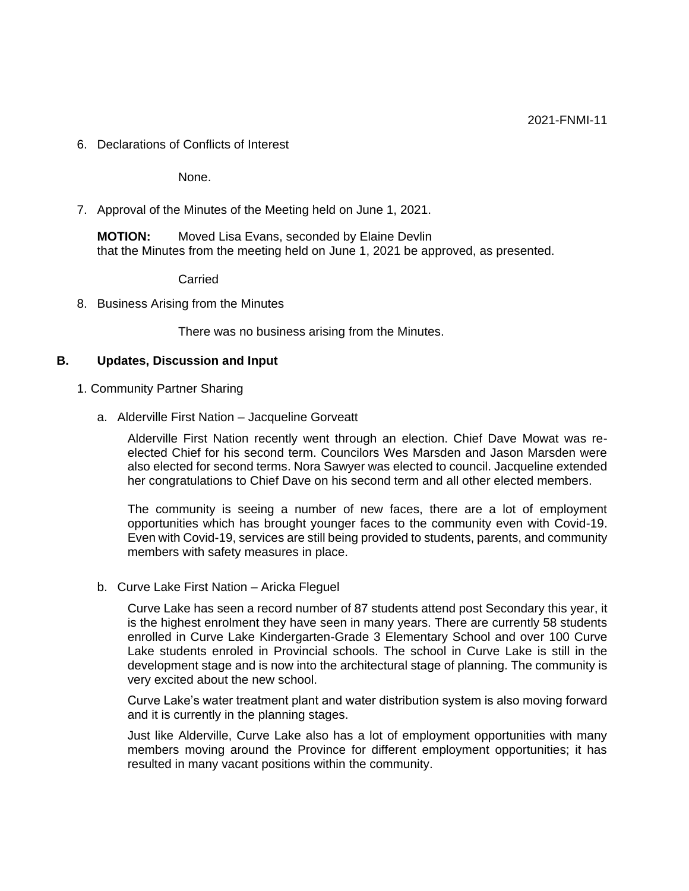6. Declarations of Conflicts of Interest

    None.

7. Approval of the Minutes of the Meeting held on June 1, 2021.

    **MOTION:** Moved Lisa Evans, seconded by Elaine Devlin
    that the Minutes from the meeting held on June 1, 2021 be approved, as presented.

    Carried

8. Business Arising from the Minutes

    There was no business arising from the Minutes.

## B. Updates, Discussion and Input

1. Community Partner Sharing

    a. Alderville First Nation – Jacqueline Gorveatt

    Alderville First Nation recently went through an election. Chief Dave Mowat was re-elected Chief for his second term. Councilors Wes Marsden and Jason Marsden were also elected for second terms. Nora Sawyer was elected to council. Jacqueline extended her congratulations to Chief Dave on his second term and all other elected members.

    The community is seeing a number of new faces, there are a lot of employment opportunities which has brought younger faces to the community even with Covid-19. Even with Covid-19, services are still being provided to students, parents, and community members with safety measures in place.

    b. Curve Lake First Nation – Aricka Fleguel

    Curve Lake has seen a record number of 87 students attend post Secondary this year, it is the highest enrolment they have seen in many years. There are currently 58 students enrolled in Curve Lake Kindergarten-Grade 3 Elementary School and over 100 Curve Lake students enroled in Provincial schools. The school in Curve Lake is still in the development stage and is now into the architectural stage of planning. The community is very excited about the new school.

    Curve Lake's water treatment plant and water distribution system is also moving forward and it is currently in the planning stages.

    Just like Alderville, Curve Lake also has a lot of employment opportunities with many members moving around the Province for different employment opportunities; it has resulted in many vacant positions within the community.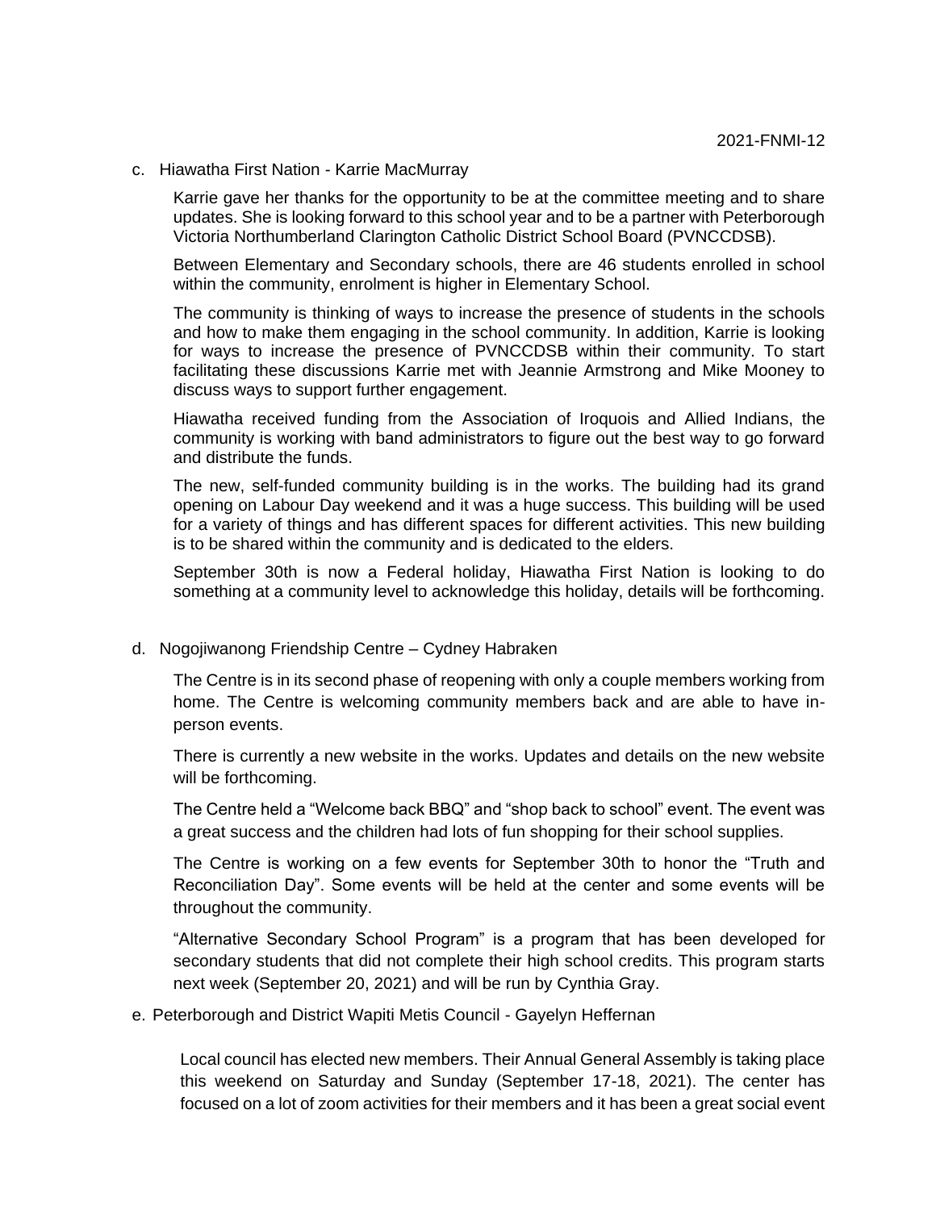c. Hiawatha First Nation - Karrie MacMurray

Karrie gave her thanks for the opportunity to be at the committee meeting and to share updates. She is looking forward to this school year and to be a partner with Peterborough Victoria Northumberland Clarington Catholic District School Board (PVNCCDSB).

Between Elementary and Secondary schools, there are 46 students enrolled in school within the community, enrolment is higher in Elementary School.

The community is thinking of ways to increase the presence of students in the schools and how to make them engaging in the school community. In addition, Karrie is looking for ways to increase the presence of PVNCCDSB within their community. To start facilitating these discussions Karrie met with Jeannie Armstrong and Mike Mooney to discuss ways to support further engagement.

Hiawatha received funding from the Association of Iroquois and Allied Indians, the community is working with band administrators to figure out the best way to go forward and distribute the funds.

The new, self-funded community building is in the works. The building had its grand opening on Labour Day weekend and it was a huge success. This building will be used for a variety of things and has different spaces for different activities. This new building is to be shared within the community and is dedicated to the elders.

September 30th is now a Federal holiday, Hiawatha First Nation is looking to do something at a community level to acknowledge this holiday, details will be forthcoming.

d. Nogojiwanong Friendship Centre – Cydney Habraken

The Centre is in its second phase of reopening with only a couple members working from home. The Centre is welcoming community members back and are able to have in-person events.

There is currently a new website in the works. Updates and details on the new website will be forthcoming.

The Centre held a "Welcome back BBQ" and "shop back to school" event. The event was a great success and the children had lots of fun shopping for their school supplies.

The Centre is working on a few events for September 30th to honor the "Truth and Reconciliation Day". Some events will be held at the center and some events will be throughout the community.

"Alternative Secondary School Program" is a program that has been developed for secondary students that did not complete their high school credits. This program starts next week (September 20, 2021) and will be run by Cynthia Gray.

e. Peterborough and District Wapiti Metis Council - Gayelyn Heffernan

Local council has elected new members. Their Annual General Assembly is taking place this weekend on Saturday and Sunday (September 17-18, 2021). The center has focused on a lot of zoom activities for their members and it has been a great social event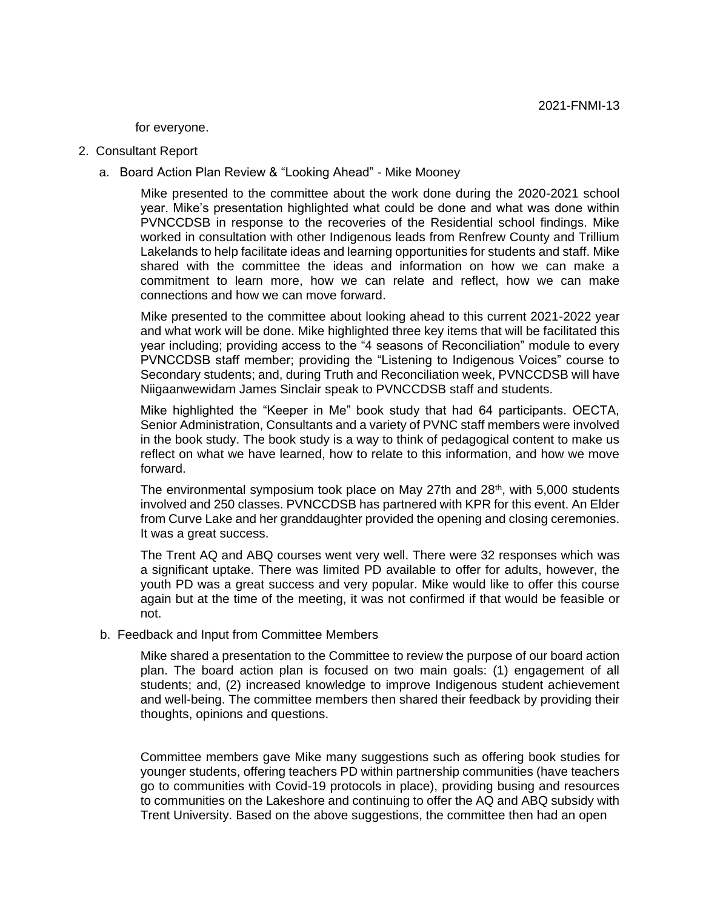for everyone.

2. Consultant Report

   a. Board Action Plan Review & "Looking Ahead" - Mike Mooney

      Mike presented to the committee about the work done during the 2020-2021 school year. Mike's presentation highlighted what could be done and what was done within PVNCCDSB in response to the recoveries of the Residential school findings. Mike worked in consultation with other Indigenous leads from Renfrew County and Trillium Lakelands to help facilitate ideas and learning opportunities for students and staff. Mike shared with the committee the ideas and information on how we can make a commitment to learn more, how we can relate and reflect, how we can make connections and how we can move forward.

      Mike presented to the committee about looking ahead to this current 2021-2022 year and what work will be done. Mike highlighted three key items that will be facilitated this year including; providing access to the "4 seasons of Reconciliation" module to every PVNCCDSB staff member; providing the "Listening to Indigenous Voices" course to Secondary students; and, during Truth and Reconciliation week, PVNCCDSB will have Niigaanwewidam James Sinclair speak to PVNCCDSB staff and students.

      Mike highlighted the "Keeper in Me" book study that had 64 participants. OECTA, Senior Administration, Consultants and a variety of PVNC staff members were involved in the book study. The book study is a way to think of pedagogical content to make us reflect on what we have learned, how to relate to this information, and how we move forward.

      The environmental symposium took place on May 27th and 28th, with 5,000 students involved and 250 classes. PVNCCDSB has partnered with KPR for this event. An Elder from Curve Lake and her granddaughter provided the opening and closing ceremonies. It was a great success.

      The Trent AQ and ABQ courses went very well. There were 32 responses which was a significant uptake. There was limited PD available to offer for adults, however, the youth PD was a great success and very popular. Mike would like to offer this course again but at the time of the meeting, it was not confirmed if that would be feasible or not.

   b. Feedback and Input from Committee Members

      Mike shared a presentation to the Committee to review the purpose of our board action plan. The board action plan is focused on two main goals: (1) engagement of all students; and, (2) increased knowledge to improve Indigenous student achievement and well-being. The committee members then shared their feedback by providing their thoughts, opinions and questions.

      Committee members gave Mike many suggestions such as offering book studies for younger students, offering teachers PD within partnership communities (have teachers go to communities with Covid-19 protocols in place), providing busing and resources to communities on the Lakeshore and continuing to offer the AQ and ABQ subsidy with Trent University. Based on the above suggestions, the committee then had an open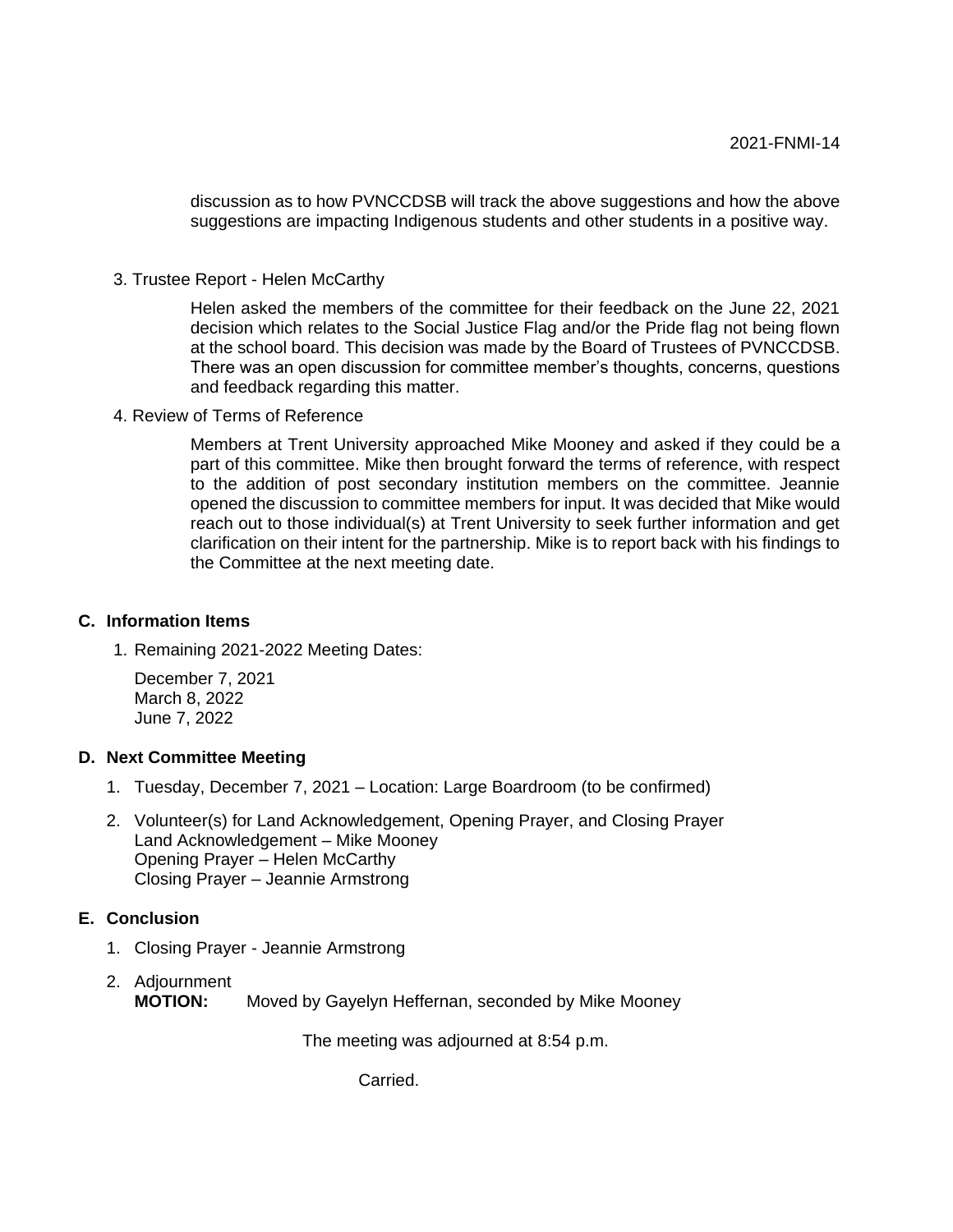discussion as to how PVNCCDSB will track the above suggestions and how the above suggestions are impacting Indigenous students and other students in a positive way.

3. Trustee Report - Helen McCarthy

   Helen asked the members of the committee for their feedback on the June 22, 2021 decision which relates to the Social Justice Flag and/or the Pride flag not being flown at the school board. This decision was made by the Board of Trustees of PVNCCDSB. There was an open discussion for committee member's thoughts, concerns, questions and feedback regarding this matter.

4. Review of Terms of Reference

   Members at Trent University approached Mike Mooney and asked if they could be a part of this committee. Mike then brought forward the terms of reference, with respect to the addition of post secondary institution members on the committee. Jeannie opened the discussion to committee members for input. It was decided that Mike would reach out to those individual(s) at Trent University to seek further information and get clarification on their intent for the partnership. Mike is to report back with his findings to the Committee at the next meeting date.

## C. Information Items

1. Remaining 2021-2022 Meeting Dates:

   December 7, 2021
   March 8, 2022
   June 7, 2022

## D. Next Committee Meeting

1. Tuesday, December 7, 2021 – Location: Large Boardroom (to be confirmed)
2. Volunteer(s) for Land Acknowledgement, Opening Prayer, and Closing Prayer
   Land Acknowledgement – Mike Mooney
   Opening Prayer – Helen McCarthy
   Closing Prayer – Jeannie Armstrong

## E. Conclusion

1. Closing Prayer - Jeannie Armstrong
2. Adjournment
   **MOTION:** Moved by Gayelyn Heffernan, seconded by Mike Mooney

   The meeting was adjourned at 8:54 p.m.

   Carried.